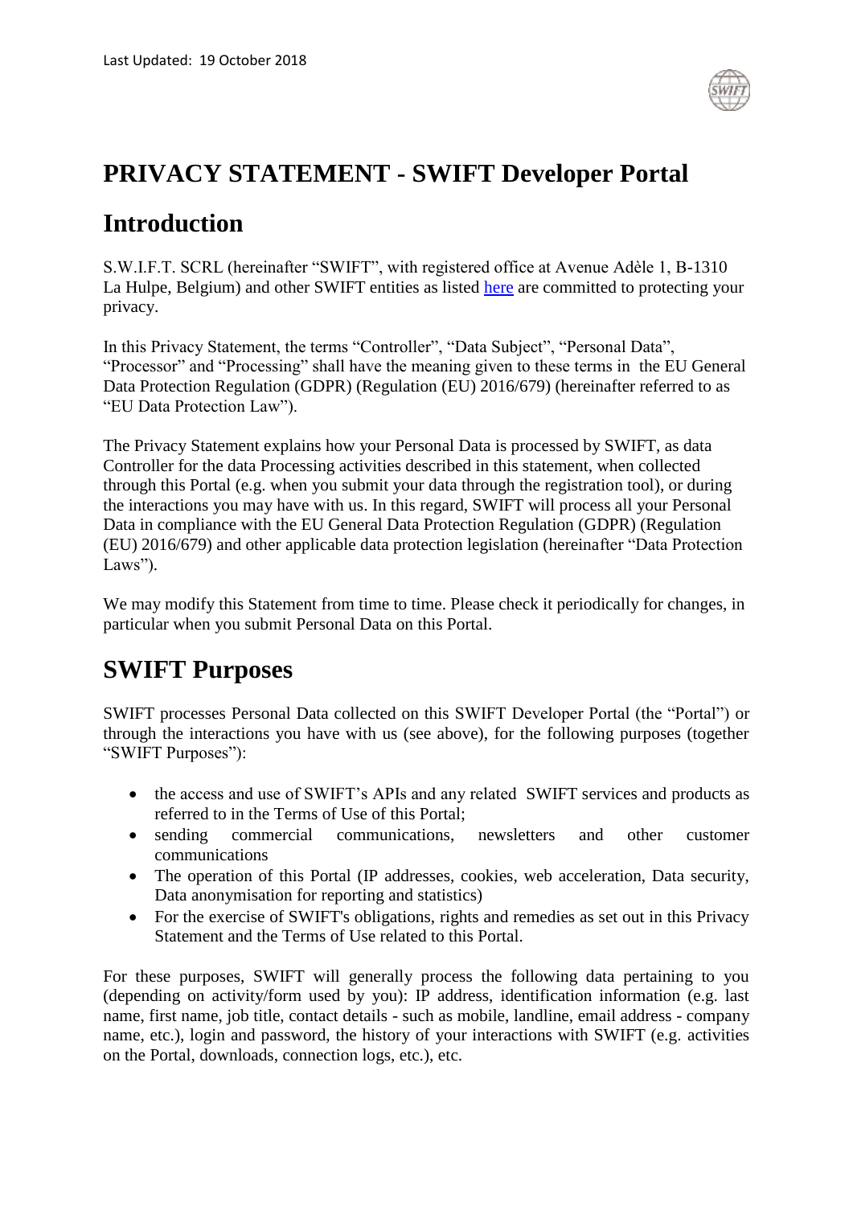Last Updated: 19 October 2018

# PRIVACY STATEMENT - SWIFT Developer Portal

## Introduction

S.W.I.F.T. SCRL (hereinafter "SWIFT", with registered office at Avenue Adèle 1, B-1310 La Hulpe, Belgium) and other SWIFT entities as listed [here](here) are committed to protecting your privacy.

In this Privacy Statement, the terms "Controller", "Data Subject", "Personal Data", "Processor" and "Processing" shall have the meaning given to these terms in the EU General Data Protection Regulation (GDPR) (Regulation (EU) 2016/679) (hereinafter referred to as "EU Data Protection Law").

The Privacy Statement explains how your Personal Data is processed by SWIFT, as data Controller for the data Processing activities described in this statement, when collected through this Portal (e.g. when you submit your data through the registration tool), or during the interactions you may have with us. In this regard, SWIFT will process all your Personal Data in compliance with the EU General Data Protection Regulation (GDPR) (Regulation (EU) 2016/679) and other applicable data protection legislation (hereinafter "Data Protection Laws").

We may modify this Statement from time to time. Please check it periodically for changes, in particular when you submit Personal Data on this Portal.

## SWIFT Purposes

SWIFT processes Personal Data collected on this SWIFT Developer Portal (the "Portal") or through the interactions you have with us (see above), for the following purposes (together "SWIFT Purposes"):

- the access and use of SWIFT's APIs and any related SWIFT services and products as referred to in the Terms of Use of this Portal;
- sending commercial communications, newsletters and other customer communications
- The operation of this Portal (IP addresses, cookies, web acceleration, Data security, Data anonymisation for reporting and statistics)
- For the exercise of SWIFT's obligations, rights and remedies as set out in this Privacy Statement and the Terms of Use related to this Portal.

For these purposes, SWIFT will generally process the following data pertaining to you (depending on activity/form used by you): IP address, identification information (e.g. last name, first name, job title, contact details - such as mobile, landline, email address - company name, etc.), login and password, the history of your interactions with SWIFT (e.g. activities on the Portal, downloads, connection logs, etc.), etc.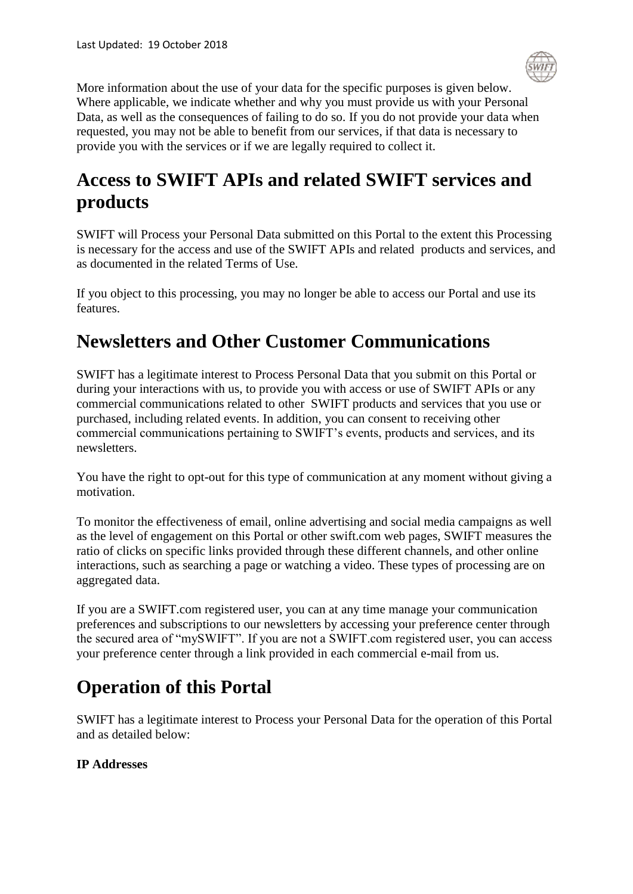More information about the use of your data for the specific purposes is given below. Where applicable, we indicate whether and why you must provide us with your Personal Data, as well as the consequences of failing to do so. If you do not provide your data when requested, you may not be able to benefit from our services, if that data is necessary to provide you with the services or if we are legally required to collect it.

## Access to SWIFT APIs and related SWIFT services and products

SWIFT will Process your Personal Data submitted on this Portal to the extent this Processing is necessary for the access and use of the SWIFT APIs and related products and services, and as documented in the related Terms of Use.

If you object to this processing, you may no longer be able to access our Portal and use its features.

## Newsletters and Other Customer Communications

SWIFT has a legitimate interest to Process Personal Data that you submit on this Portal or during your interactions with us, to provide you with access or use of SWIFT APIs or any commercial communications related to other SWIFT products and services that you use or purchased, including related events. In addition, you can consent to receiving other commercial communications pertaining to SWIFT's events, products and services, and its newsletters.

You have the right to opt-out for this type of communication at any moment without giving a motivation.

To monitor the effectiveness of email, online advertising and social media campaigns as well as the level of engagement on this Portal or other swift.com web pages, SWIFT measures the ratio of clicks on specific links provided through these different channels, and other online interactions, such as searching a page or watching a video. These types of processing are on aggregated data.

If you are a SWIFT.com registered user, you can at any time manage your communication preferences and subscriptions to our newsletters by accessing your preference center through the secured area of "mySWIFT". If you are not a SWIFT.com registered user, you can access your preference center through a link provided in each commercial e-mail from us.

## Operation of this Portal

SWIFT has a legitimate interest to Process your Personal Data for the operation of this Portal and as detailed below:

**IP Addresses**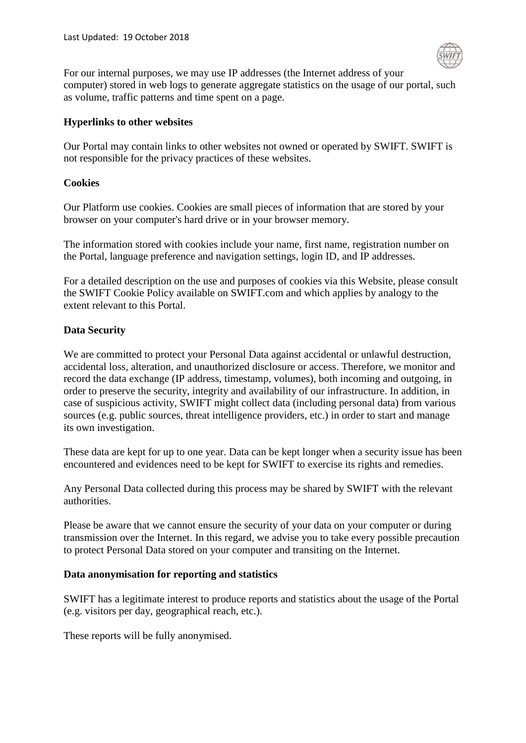For our internal purposes, we may use IP addresses (the Internet address of your computer) stored in web logs to generate aggregate statistics on the usage of our portal, such as volume, traffic patterns and time spent on a page.

**Hyperlinks to other websites**

Our Portal may contain links to other websites not owned or operated by SWIFT. SWIFT is not responsible for the privacy practices of these websites.

**Cookies**

Our Platform use cookies. Cookies are small pieces of information that are stored by your browser on your computer's hard drive or in your browser memory.

The information stored with cookies include your name, first name, registration number on the Portal, language preference and navigation settings, login ID, and IP addresses.

For a detailed description on the use and purposes of cookies via this Website, please consult the SWIFT Cookie Policy available on SWIFT.com and which applies by analogy to the extent relevant to this Portal.

**Data Security**

We are committed to protect your Personal Data against accidental or unlawful destruction, accidental loss, alteration, and unauthorized disclosure or access. Therefore, we monitor and record the data exchange (IP address, timestamp, volumes), both incoming and outgoing, in order to preserve the security, integrity and availability of our infrastructure. In addition, in case of suspicious activity, SWIFT might collect data (including personal data) from various sources (e.g. public sources, threat intelligence providers, etc.) in order to start and manage its own investigation.

These data are kept for up to one year. Data can be kept longer when a security issue has been encountered and evidences need to be kept for SWIFT to exercise its rights and remedies.

Any Personal Data collected during this process may be shared by SWIFT with the relevant authorities.

Please be aware that we cannot ensure the security of your data on your computer or during transmission over the Internet. In this regard, we advise you to take every possible precaution to protect Personal Data stored on your computer and transiting on the Internet.

**Data anonymisation for reporting and statistics**

SWIFT has a legitimate interest to produce reports and statistics about the usage of the Portal (e.g. visitors per day, geographical reach, etc.).

These reports will be fully anonymised.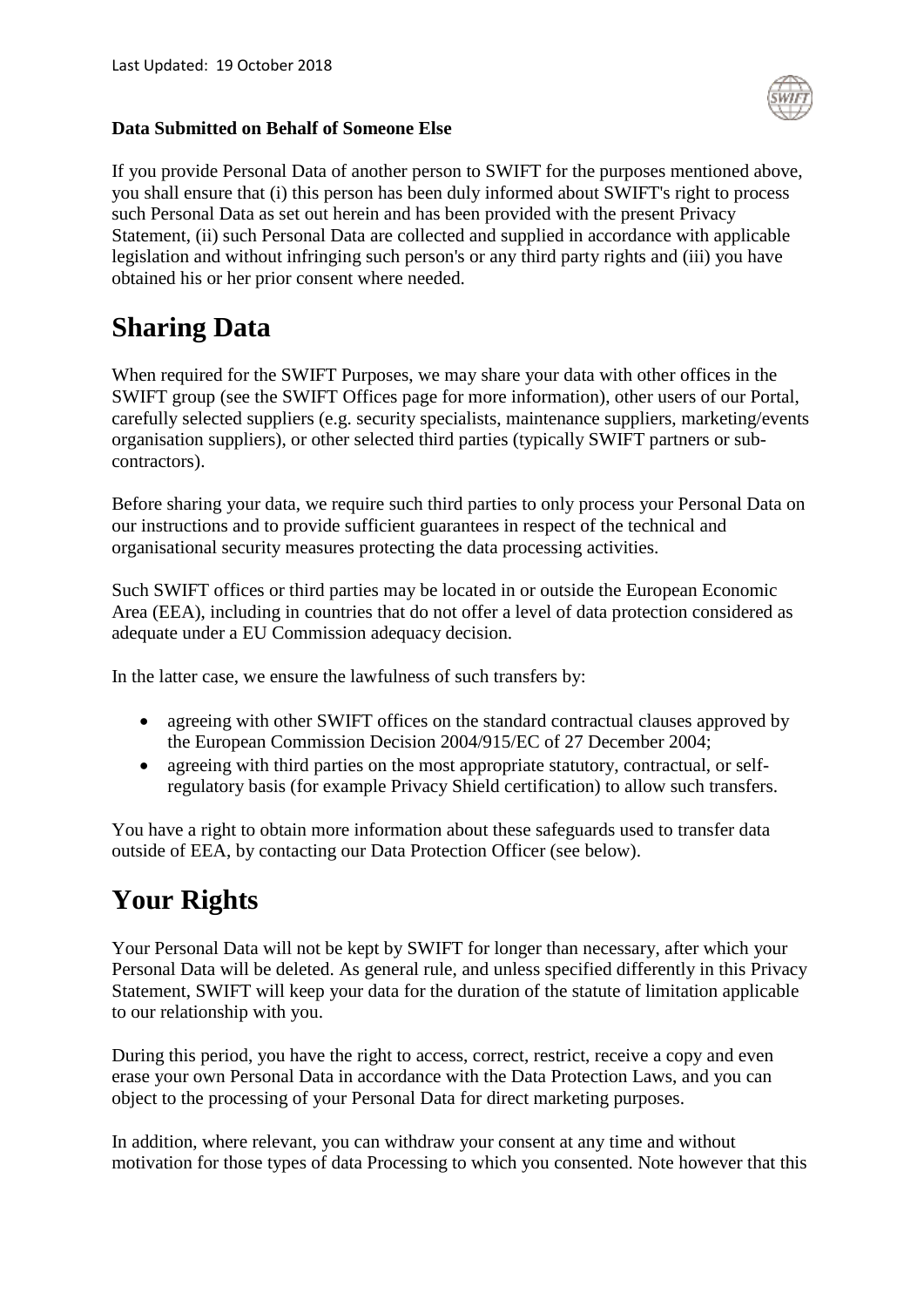**Data Submitted on Behalf of Someone Else**

If you provide Personal Data of another person to SWIFT for the purposes mentioned above, you shall ensure that (i) this person has been duly informed about SWIFT's right to process such Personal Data as set out herein and has been provided with the present Privacy Statement, (ii) such Personal Data are collected and supplied in accordance with applicable legislation and without infringing such person's or any third party rights and (iii) you have obtained his or her prior consent where needed.

# Sharing Data

When required for the SWIFT Purposes, we may share your data with other offices in the SWIFT group (see the SWIFT Offices page for more information), other users of our Portal, carefully selected suppliers (e.g. security specialists, maintenance suppliers, marketing/events organisation suppliers), or other selected third parties (typically SWIFT partners or sub-contractors).

Before sharing your data, we require such third parties to only process your Personal Data on our instructions and to provide sufficient guarantees in respect of the technical and organisational security measures protecting the data processing activities.

Such SWIFT offices or third parties may be located in or outside the European Economic Area (EEA), including in countries that do not offer a level of data protection considered as adequate under a EU Commission adequacy decision.

In the latter case, we ensure the lawfulness of such transfers by:

- agreeing with other SWIFT offices on the standard contractual clauses approved by the European Commission Decision 2004/915/EC of 27 December 2004;
- agreeing with third parties on the most appropriate statutory, contractual, or self-regulatory basis (for example Privacy Shield certification) to allow such transfers.

You have a right to obtain more information about these safeguards used to transfer data outside of EEA, by contacting our Data Protection Officer (see below).

# Your Rights

Your Personal Data will not be kept by SWIFT for longer than necessary, after which your Personal Data will be deleted. As general rule, and unless specified differently in this Privacy Statement, SWIFT will keep your data for the duration of the statute of limitation applicable to our relationship with you.

During this period, you have the right to access, correct, restrict, receive a copy and even erase your own Personal Data in accordance with the Data Protection Laws, and you can object to the processing of your Personal Data for direct marketing purposes.

In addition, where relevant, you can withdraw your consent at any time and without motivation for those types of data Processing to which you consented. Note however that this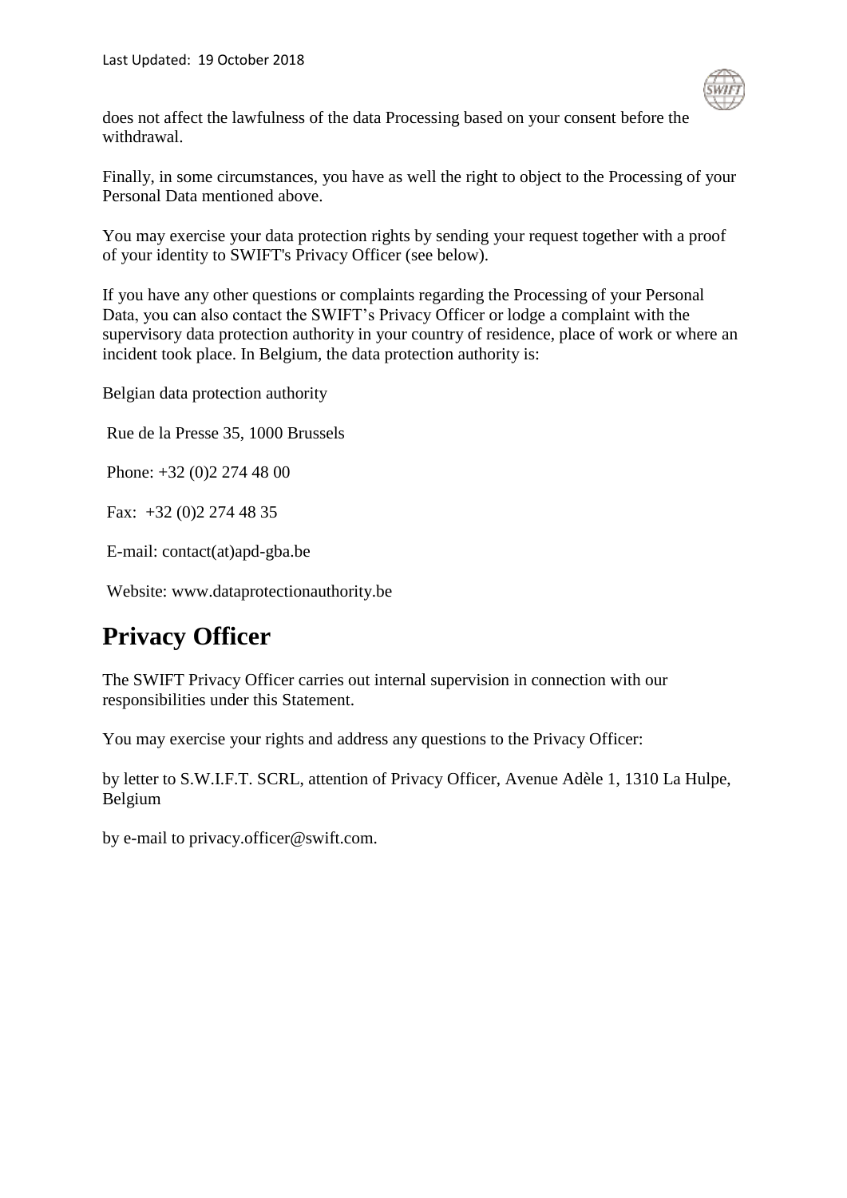does not affect the lawfulness of the data Processing based on your consent before the withdrawal.

Finally, in some circumstances, you have as well the right to object to the Processing of your Personal Data mentioned above.

You may exercise your data protection rights by sending your request together with a proof of your identity to SWIFT's Privacy Officer (see below).

If you have any other questions or complaints regarding the Processing of your Personal Data, you can also contact the SWIFT's Privacy Officer or lodge a complaint with the supervisory data protection authority in your country of residence, place of work or where an incident took place. In Belgium, the data protection authority is:

Belgian data protection authority

Rue de la Presse 35, 1000 Brussels

Phone: +32 (0)2 274 48 00

Fax: +32 (0)2 274 48 35

E-mail: contact(at)apd-gba.be

Website: www.dataprotectionauthority.be

# Privacy Officer

The SWIFT Privacy Officer carries out internal supervision in connection with our responsibilities under this Statement.

You may exercise your rights and address any questions to the Privacy Officer:

by letter to S.W.I.F.T. SCRL, attention of Privacy Officer, Avenue Adèle 1, 1310 La Hulpe, Belgium

by e-mail to privacy.officer@swift.com.